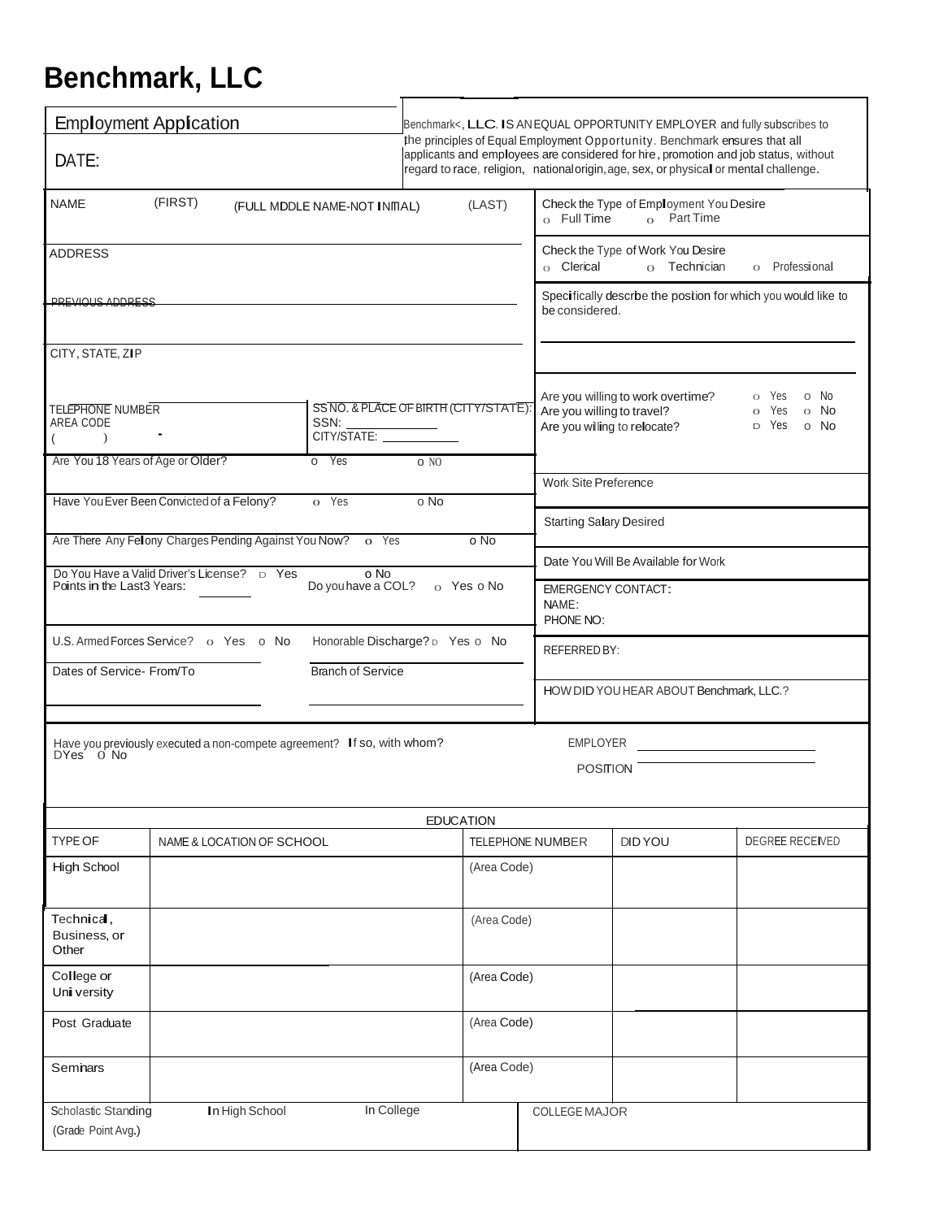# Benchmark, LLC

## Employment Application

DATE:

Benchmark<, LLC. IS AN EQUAL OPPORTUNITY EMPLOYER and fully subscribes to the principles of Equal Employment Opportunity. Benchmark ensures that all applicants and employees are considered for hire, promotion and job status, without regard to race, religion, national origin, age, sex, or physical or mental challenge.

NAME (FIRST) (FULL MIDDLE NAME-NOT INITIAL) (LAST)

ADDRESS

PREVIOUS ADDRESS

CITY, STATE, ZIP

TELEPHONE NUMBER
AREA CODE
( ) -

SS NO. & PLACE OF BIRTH (CITY/STATE):
SSN: ______________
CITY/STATE: ____________

Are You 18 Years of Age or Older? o Yes o NO

Have You Ever Been Convicted of a Felony? o Yes o No

Are There Any Felony Charges Pending Against You Now? o Yes o No

Do You Have a Valid Driver's License? D Yes o No
Points in the Last3 Years: ________ Do you have a COL? o Yes o No

U.S. Armed Forces Service? o Yes o No Honorable Discharge? D Yes o No

Dates of Service- From/To

Branch of Service

Check the Type of Employment You Desire
o Full Time o Part Time

Check the Type of Work You Desire
o Clerical o Technician o Professional

Specifically describe the position for which you would like to be considered.

Are you willing to work overtime? o Yes o No
Are you willing to travel? o Yes o No
Are you willing to relocate? D Yes o No

Work Site Preference

Starting Salary Desired

Date You Will Be Available for Work

EMERGENCY CONTACT:
NAME:
PHONE NO:

REFERRED BY:

HOW DID YOU HEAR ABOUT Benchmark, LLC.?

Have you previously executed a non-compete agreement? If so, with whom?
DYes O No

EMPLOYER ____________________

POSITION ____________________

## EDUCATION

| TYPE OF | NAME & LOCATION OF SCHOOL | TELEPHONE NUMBER | DID YOU | DEGREE RECEIVED |
|---|---|---|---|---|
| High School | | (Area Code) | | |
| Technical, Business, or Other | | (Area Code) | | |
| College or University | | (Area Code) | | |
| Post Graduate | | (Area Code) | | |
| Seminars | | (Area Code) | | |

| Scholastic Standing (Grade Point Avg.) | In High School | In College | COLLEGE MAJOR |
|---|---|---|---|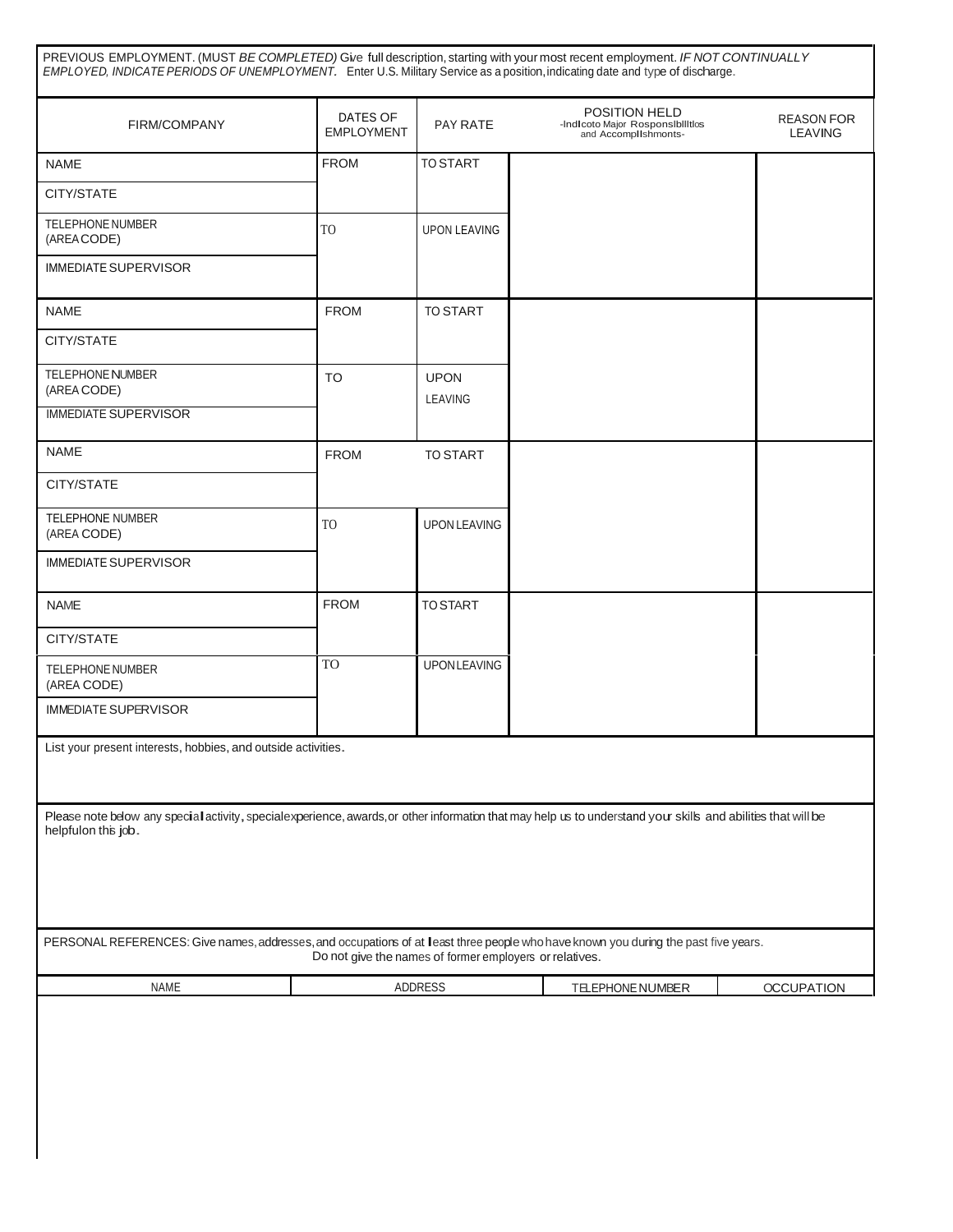PREVIOUS EMPLOYMENT. (MUST *BE COMPLETED)* Give full description, starting with your most recent employment. *IF NOT CONTINUALLY EMPLOYED, INDICATE PERIODS OF UNEMPLOYMENT.* Enter U.S. Military Service as a position, indicating date and type of discharge.

| FIRM/COMPANY | DATES OF EMPLOYMENT | PAY RATE | POSITION HELD -Indicate Major Responsibilities and Accomplishments- | REASON FOR LEAVING |
|---|---|---|---|---|
| NAME | FROM | TO START | | |
| CITY/STATE | | | | |
| TELEPHONE NUMBER (AREA CODE) | TO | UPON LEAVING | | |
| IMMEDIATE SUPERVISOR | | | | |
| NAME | FROM | TO START | | |
| CITY/STATE | | | | |
| TELEPHONE NUMBER (AREA CODE) | TO | UPON LEAVING | | |
| IMMEDIATE SUPERVISOR | | | | |
| NAME | FROM | TO START | | |
| CITY/STATE | | | | |
| TELEPHONE NUMBER (AREA CODE) | TO | UPON LEAVING | | |
| IMMEDIATE SUPERVISOR | | | | |
| NAME | FROM | TO START | | |
| CITY/STATE | | | | |
| TELEPHONE NUMBER (AREA CODE) | TO | UPON LEAVING | | |
| IMMEDIATE SUPERVISOR | | | | |

List your present interests, hobbies, and outside activities.

Please note below any special activity, special experience, awards, or other information that may help us to understand your skills and abilities that will be helpful on this job.

PERSONAL REFERENCES: Give names, addresses, and occupations of at least three people who have known you during the past five years.
Do not give the names of former employers or relatives.

| NAME | ADDRESS | TELEPHONE NUMBER | OCCUPATION |
|---|---|---|---|
| | | | |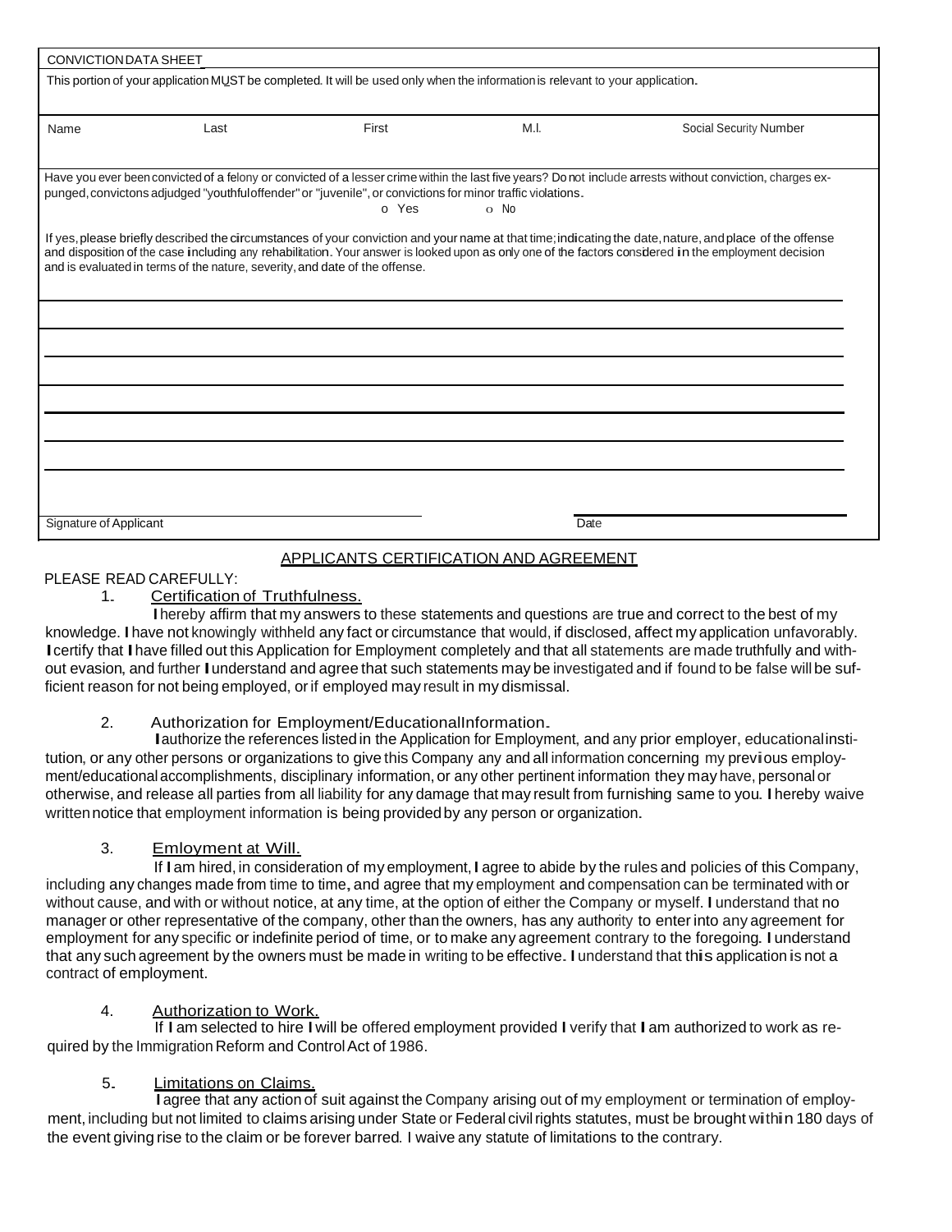CONVICTION DATA SHEET

This portion of your application MUST be completed. It will be used only when the information is relevant to your application.

| Name | Last | First | M.I. | Social Security Number |
|---|---|---|---|---|
| | | | | |

Have you ever been convicted of a felony or convicted of a lesser crime within the last five years? Do not include arrests without conviction, charges expunged, convictons adjudged "youthful offender" or "juvenile", or convictions for minor traffic violations.

o Yes o No

If yes, please briefly described the circumstances of your conviction and your name at that time; indicating the date, nature, and place of the offense and disposition of the case including any rehabilitation. Your answer is looked upon as only one of the factors considered in the employment decision and is evaluated in terms of the nature, severity, and date of the offense.

_______________________________________________

_______________________________________________

_______________________________________________

_______________________________________________

_______________________________________________

_______________________________________________

_______________________________________________

Signature of Applicant ______________________ Date ______________________

## APPLICANTS CERTIFICATION AND AGREEMENT

PLEASE READ CAREFULLY:

1. Certification of Truthfulness.

I hereby affirm that my answers to these statements and questions are true and correct to the best of my knowledge. I have not knowingly withheld any fact or circumstance that would, if disclosed, affect my application unfavorably. I certify that I have filled out this Application for Employment completely and that all statements are made truthfully and without evasion, and further I understand and agree that such statements may be investigated and if found to be false will be sufficient reason for not being employed, or if employed may result in my dismissal.

2. Authorization for Employment/EducationalInformation.

I authorize the references listed in the Application for Employment, and any prior employer, educational institution, or any other persons or organizations to give this Company any and all information concerning my previious employment/educational accomplishments, disciplinary information, or any other pertinent information they may have, personal or otherwise, and release all parties from all liability for any damage that may result from furnishing same to you. I hereby waive written notice that employment information is being provided by any person or organization.

3. Emloyment at Will.

If I am hired, in consideration of my employment, I agree to abide by the rules and policies of this Company, including any changes made from time to time, and agree that my employment and compensation can be terminated with or without cause, and with or without notice, at any time, at the option of either the Company or myself. I understand that no manager or other representative of the company, other than the owners, has any authority to enter into any agreement for employment for any specific or indefinite period of time, or to make any agreement contrary to the foregoing. I understand that any such agreement by the owners must be made in writing to be effective. I understand that this application is not a contract of employment.

4. Authorization to Work.

If I am selected to hire I will be offered employment provided I verify that I am authorized to work as required by the Immigration Reform and Control Act of 1986.

5. Limitations on Claims.

I agree that any action of suit against the Company arising out of my employment or termination of employment, including but not limited to claims arising under State or Federal civil rights statutes, must be brought within 180 days of the event giving rise to the claim or be forever barred. I waive any statute of limitations to the contrary.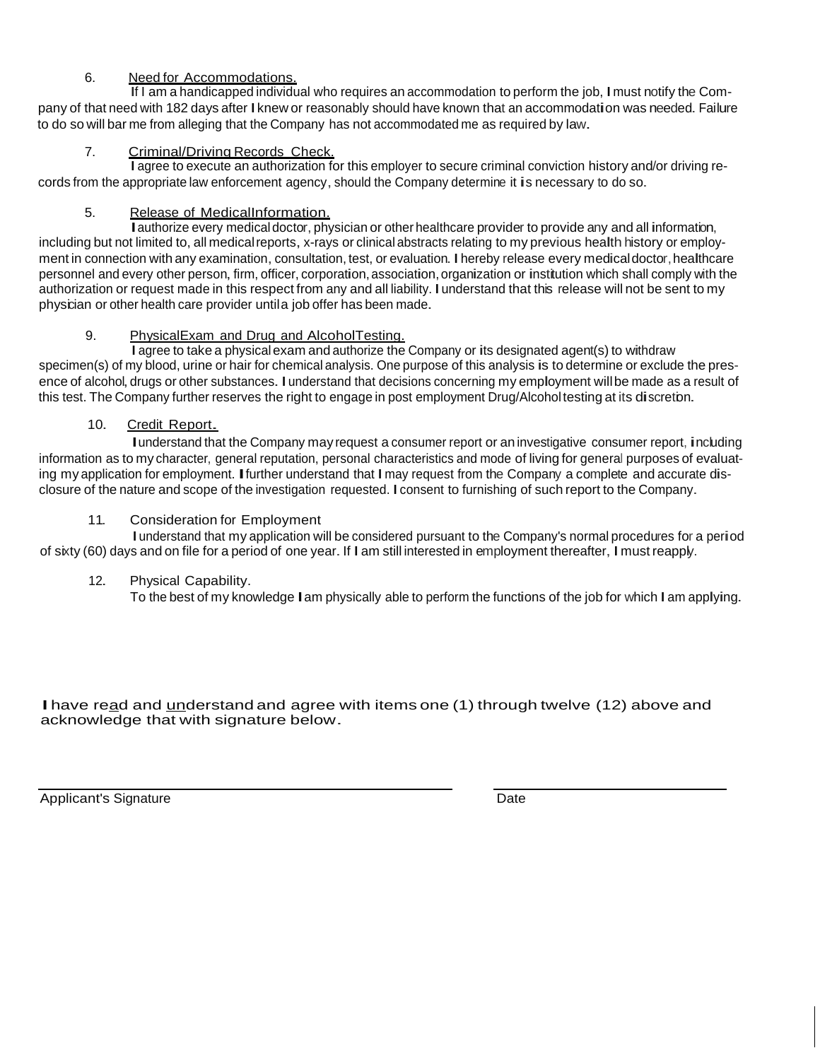6. Need for Accommodations.

If I am a handicapped individual who requires an accommodation to perform the job, I must notify the Company of that need with 182 days after I knew or reasonably should have known that an accommodation was needed. Failure to do so will bar me from alleging that the Company has not accommodated me as required by law.

7. Criminal/Driving Records Check.

I agree to execute an authorization for this employer to secure criminal conviction history and/or driving records from the appropriate law enforcement agency, should the Company determine it is necessary to do so.

5. Release of MedicalInformation.

I authorize every medical doctor, physician or other healthcare provider to provide any and all information, including but not limited to, all medical reports, x-rays or clinical abstracts relating to my previous health history or employment in connection with any examination, consultation, test, or evaluation. I hereby release every medical doctor, healthcare personnel and every other person, firm, officer, corporation, association, organization or institution which shall comply with the authorization or request made in this respect from any and all liability. I understand that this release will not be sent to my physician or other health care provider until a job offer has been made.

9. PhysicalExam and Drug and AlcoholTesting.

I agree to take a physical exam and authorize the Company or its designated agent(s) to withdraw specimen(s) of my blood, urine or hair for chemical analysis. One purpose of this analysis is to determine or exclude the presence of alcohol, drugs or other substances. I understand that decisions concerning my employment will be made as a result of this test. The Company further reserves the right to engage in post employment Drug/Alcohol testing at its discretion.

10. Credit Report.

I understand that the Company may request a consumer report or an investigative consumer report, including information as to my character, general reputation, personal characteristics and mode of living for general purposes of evaluating my application for employment. I further understand that I may request from the Company a complete and accurate disclosure of the nature and scope of the investigation requested. I consent to furnishing of such report to the Company.

11. Consideration for Employment

I understand that my application will be considered pursuant to the Company's normal procedures for a period of sixty (60) days and on file for a period of one year. If I am still interested in employment thereafter, I must reapply.

12. Physical Capability.

To the best of my knowledge I am physically able to perform the functions of the job for which I am applying.

I have read and understand and agree with items one (1) through twelve (12) above and acknowledge that with signature below.

Applicant's Signature _______________________________ Date _______________